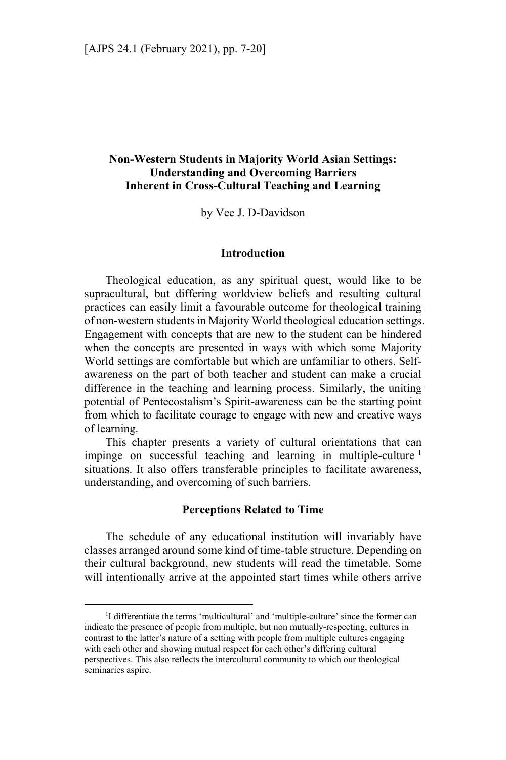# Non-Western Students in Majority World Asian Settings: Understanding and Overcoming Barriers Inherent in Cross-Cultural Teaching and Learning

by Vee J. D-Davidson

## Introduction

Theological education, as any spiritual quest, would like to be supracultural, but differing worldview beliefs and resulting cultural practices can easily limit a favourable outcome for theological training of non-western students in Majority World theological education settings. Engagement with concepts that are new to the student can be hindered when the concepts are presented in ways with which some Majority World settings are comfortable but which are unfamiliar to others. Self-awareness on the part of both teacher and student can make a crucial difference in the teaching and learning process. Similarly, the uniting potential of Pentecostalism's Spirit-awareness can be the starting point from which to facilitate courage to engage with new and creative ways of learning.

This chapter presents a variety of cultural orientations that can impinge on successful teaching and learning in multiple-culture [1] situations. It also offers transferable principles to facilitate awareness, understanding, and overcoming of such barriers.

## Perceptions Related to Time

The schedule of any educational institution will invariably have classes arranged around some kind of time-table structure. Depending on their cultural background, new students will read the timetable. Some will intentionally arrive at the appointed start times while others arrive

---

[1] I differentiate the terms 'multicultural' and 'multiple-culture' since the former can indicate the presence of people from multiple, but non mutually-respecting, cultures in contrast to the latter's nature of a setting with people from multiple cultures engaging with each other and showing mutual respect for each other's differing cultural perspectives. This also reflects the intercultural community to which our theological seminaries aspire.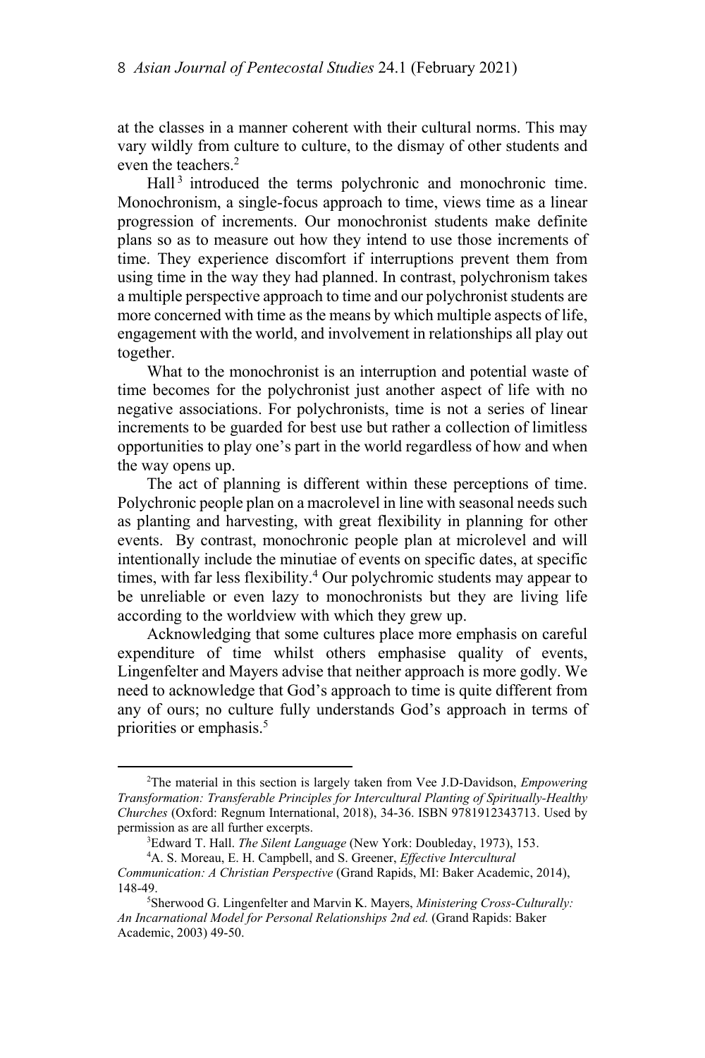at the classes in a manner coherent with their cultural norms. This may vary wildly from culture to culture, to the dismay of other students and even the teachers.[2]

Hall[3] introduced the terms polychronic and monochronic time. Monochronism, a single-focus approach to time, views time as a linear progression of increments. Our monochronist students make definite plans so as to measure out how they intend to use those increments of time. They experience discomfort if interruptions prevent them from using time in the way they had planned. In contrast, polychronism takes a multiple perspective approach to time and our polychronist students are more concerned with time as the means by which multiple aspects of life, engagement with the world, and involvement in relationships all play out together.

What to the monochronist is an interruption and potential waste of time becomes for the polychronist just another aspect of life with no negative associations. For polychronists, time is not a series of linear increments to be guarded for best use but rather a collection of limitless opportunities to play one's part in the world regardless of how and when the way opens up.

The act of planning is different within these perceptions of time. Polychronic people plan on a macrolevel in line with seasonal needs such as planting and harvesting, with great flexibility in planning for other events. By contrast, monochronic people plan at microlevel and will intentionally include the minutiae of events on specific dates, at specific times, with far less flexibility.[4] Our polychromic students may appear to be unreliable or even lazy to monochronists but they are living life according to the worldview with which they grew up.

Acknowledging that some cultures place more emphasis on careful expenditure of time whilst others emphasise quality of events, Lingenfelter and Mayers advise that neither approach is more godly. We need to acknowledge that God's approach to time is quite different from any of ours; no culture fully understands God's approach in terms of priorities or emphasis.[5]

---

[2]The material in this section is largely taken from Vee J.D-Davidson, *Empowering Transformation: Transferable Principles for Intercultural Planting of Spiritually-Healthy Churches* (Oxford: Regnum International, 2018), 34-36. ISBN 9781912343713. Used by permission as are all further excerpts.

[3]Edward T. Hall. *The Silent Language* (New York: Doubleday, 1973), 153.

[4]A. S. Moreau, E. H. Campbell, and S. Greener, *Effective Intercultural Communication: A Christian Perspective* (Grand Rapids, MI: Baker Academic, 2014), 148-49.

[5]Sherwood G. Lingenfelter and Marvin K. Mayers, *Ministering Cross-Culturally: An Incarnational Model for Personal Relationships 2nd ed.* (Grand Rapids: Baker Academic, 2003) 49-50.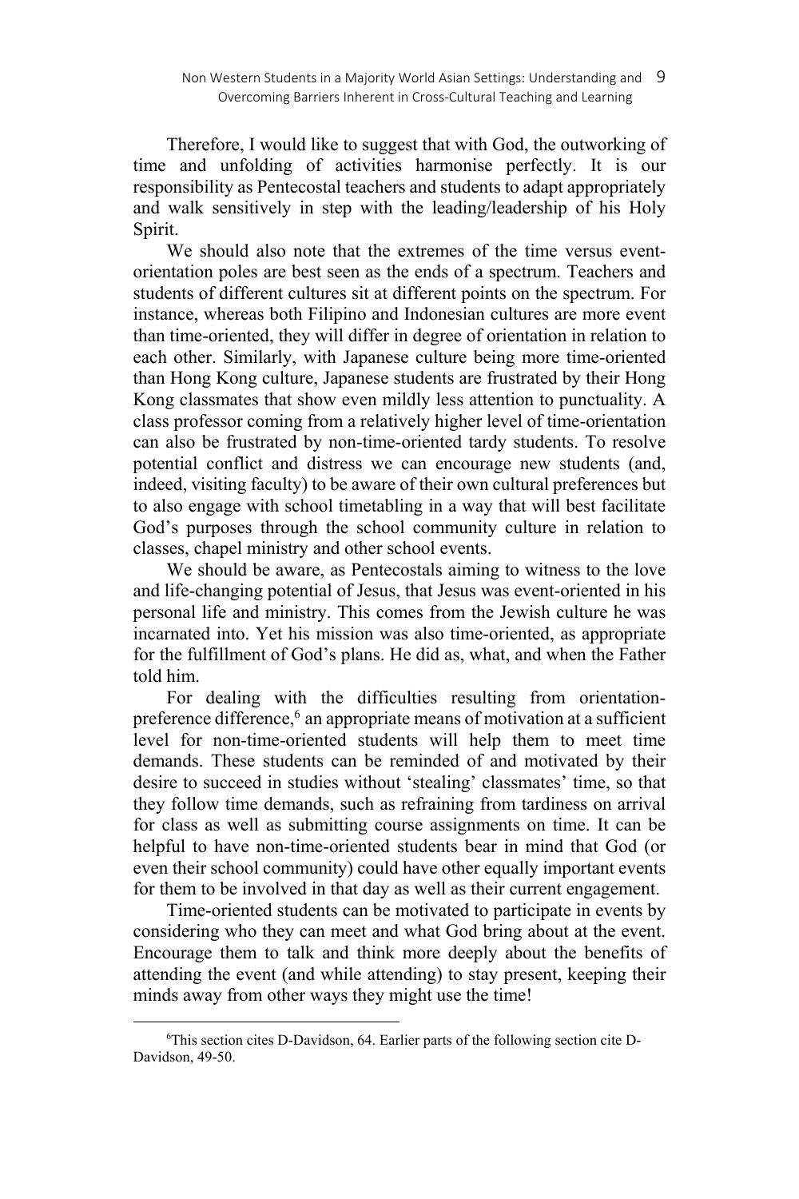Therefore, I would like to suggest that with God, the outworking of time and unfolding of activities harmonise perfectly. It is our responsibility as Pentecostal teachers and students to adapt appropriately and walk sensitively in step with the leading/leadership of his Holy Spirit.

We should also note that the extremes of the time versus event-orientation poles are best seen as the ends of a spectrum. Teachers and students of different cultures sit at different points on the spectrum. For instance, whereas both Filipino and Indonesian cultures are more event than time-oriented, they will differ in degree of orientation in relation to each other. Similarly, with Japanese culture being more time-oriented than Hong Kong culture, Japanese students are frustrated by their Hong Kong classmates that show even mildly less attention to punctuality. A class professor coming from a relatively higher level of time-orientation can also be frustrated by non-time-oriented tardy students. To resolve potential conflict and distress we can encourage new students (and, indeed, visiting faculty) to be aware of their own cultural preferences but to also engage with school timetabling in a way that will best facilitate God's purposes through the school community culture in relation to classes, chapel ministry and other school events.

We should be aware, as Pentecostals aiming to witness to the love and life-changing potential of Jesus, that Jesus was event-oriented in his personal life and ministry. This comes from the Jewish culture he was incarnated into. Yet his mission was also time-oriented, as appropriate for the fulfillment of God's plans. He did as, what, and when the Father told him.

For dealing with the difficulties resulting from orientation-preference difference,[6] an appropriate means of motivation at a sufficient level for non-time-oriented students will help them to meet time demands. These students can be reminded of and motivated by their desire to succeed in studies without 'stealing' classmates' time, so that they follow time demands, such as refraining from tardiness on arrival for class as well as submitting course assignments on time. It can be helpful to have non-time-oriented students bear in mind that God (or even their school community) could have other equally important events for them to be involved in that day as well as their current engagement.

Time-oriented students can be motivated to participate in events by considering who they can meet and what God bring about at the event. Encourage them to talk and think more deeply about the benefits of attending the event (and while attending) to stay present, keeping their minds away from other ways they might use the time!

---

[6]This section cites D-Davidson, 64. Earlier parts of the following section cite D-Davidson, 49-50.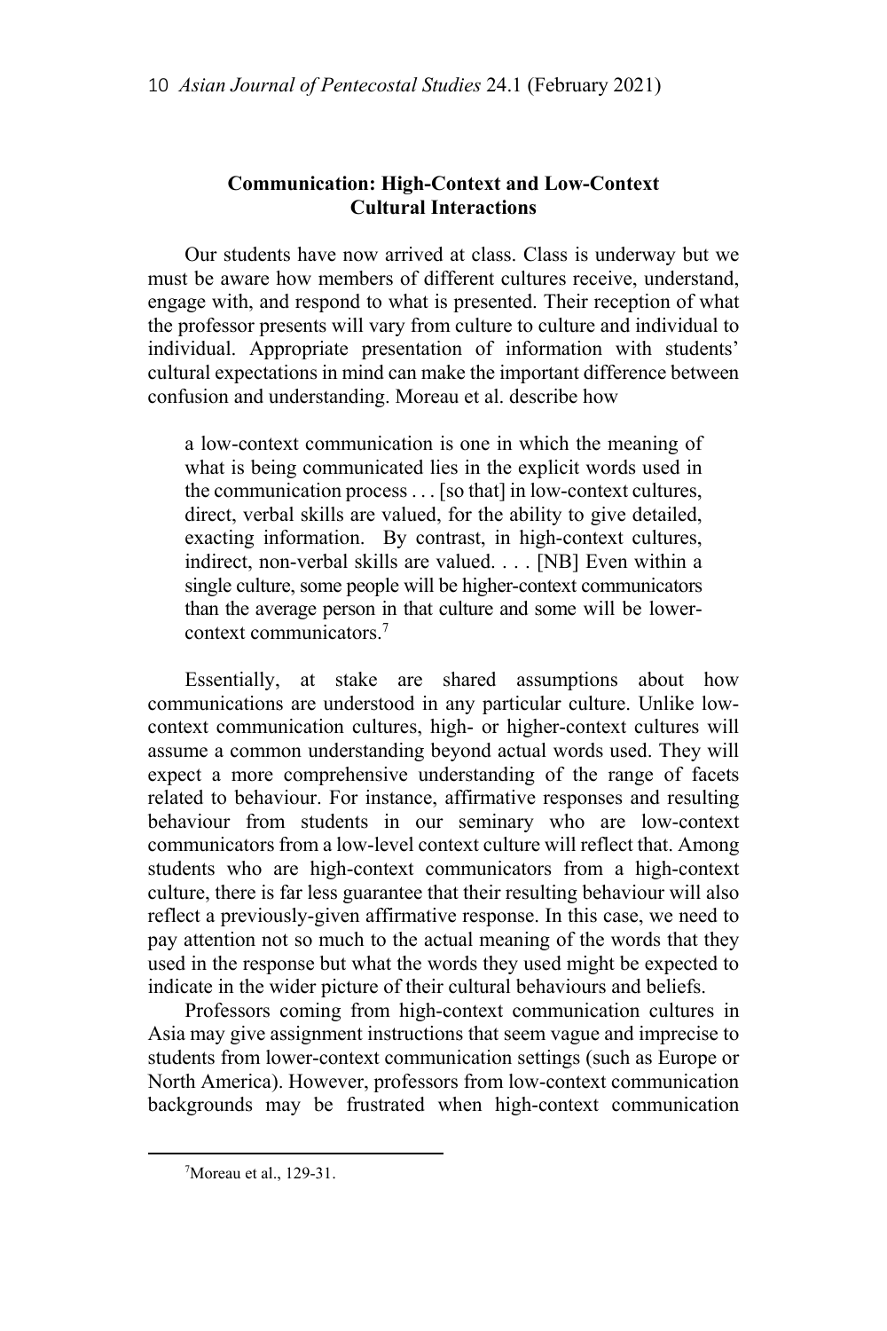## Communication: High-Context and Low-Context Cultural Interactions

Our students have now arrived at class. Class is underway but we must be aware how members of different cultures receive, understand, engage with, and respond to what is presented. Their reception of what the professor presents will vary from culture to culture and individual to individual. Appropriate presentation of information with students' cultural expectations in mind can make the important difference between confusion and understanding. Moreau et al. describe how

> a low-context communication is one in which the meaning of what is being communicated lies in the explicit words used in the communication process . . . [so that] in low-context cultures, direct, verbal skills are valued, for the ability to give detailed, exacting information. By contrast, in high-context cultures, indirect, non-verbal skills are valued. . . . [NB] Even within a single culture, some people will be higher-context communicators than the average person in that culture and some will be lower-context communicators.[7]

Essentially, at stake are shared assumptions about how communications are understood in any particular culture. Unlike low-context communication cultures, high- or higher-context cultures will assume a common understanding beyond actual words used. They will expect a more comprehensive understanding of the range of facets related to behaviour. For instance, affirmative responses and resulting behaviour from students in our seminary who are low-context communicators from a low-level context culture will reflect that. Among students who are high-context communicators from a high-context culture, there is far less guarantee that their resulting behaviour will also reflect a previously-given affirmative response. In this case, we need to pay attention not so much to the actual meaning of the words that they used in the response but what the words they used might be expected to indicate in the wider picture of their cultural behaviours and beliefs.

Professors coming from high-context communication cultures in Asia may give assignment instructions that seem vague and imprecise to students from lower-context communication settings (such as Europe or North America). However, professors from low-context communication backgrounds may be frustrated when high-context communication

---

[7] Moreau et al., 129-31.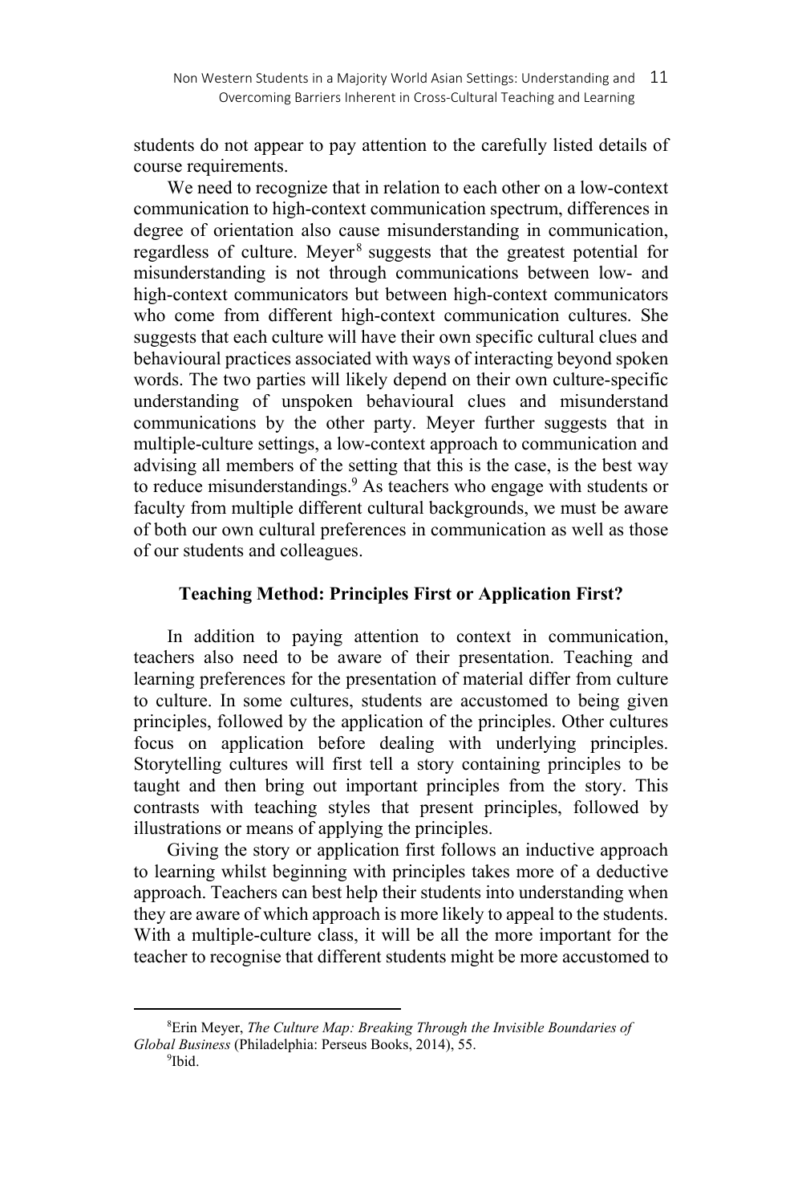students do not appear to pay attention to the carefully listed details of course requirements.

We need to recognize that in relation to each other on a low-context communication to high-context communication spectrum, differences in degree of orientation also cause misunderstanding in communication, regardless of culture. Meyer[8] suggests that the greatest potential for misunderstanding is not through communications between low- and high-context communicators but between high-context communicators who come from different high-context communication cultures. She suggests that each culture will have their own specific cultural clues and behavioural practices associated with ways of interacting beyond spoken words. The two parties will likely depend on their own culture-specific understanding of unspoken behavioural clues and misunderstand communications by the other party. Meyer further suggests that in multiple-culture settings, a low-context approach to communication and advising all members of the setting that this is the case, is the best way to reduce misunderstandings.[9] As teachers who engage with students or faculty from multiple different cultural backgrounds, we must be aware of both our own cultural preferences in communication as well as those of our students and colleagues.

## Teaching Method: Principles First or Application First?

In addition to paying attention to context in communication, teachers also need to be aware of their presentation. Teaching and learning preferences for the presentation of material differ from culture to culture. In some cultures, students are accustomed to being given principles, followed by the application of the principles. Other cultures focus on application before dealing with underlying principles. Storytelling cultures will first tell a story containing principles to be taught and then bring out important principles from the story. This contrasts with teaching styles that present principles, followed by illustrations or means of applying the principles.

Giving the story or application first follows an inductive approach to learning whilst beginning with principles takes more of a deductive approach. Teachers can best help their students into understanding when they are aware of which approach is more likely to appeal to the students. With a multiple-culture class, it will be all the more important for the teacher to recognise that different students might be more accustomed to

---

[8] Erin Meyer, *The Culture Map: Breaking Through the Invisible Boundaries of Global Business* (Philadelphia: Perseus Books, 2014), 55.

[9] Ibid.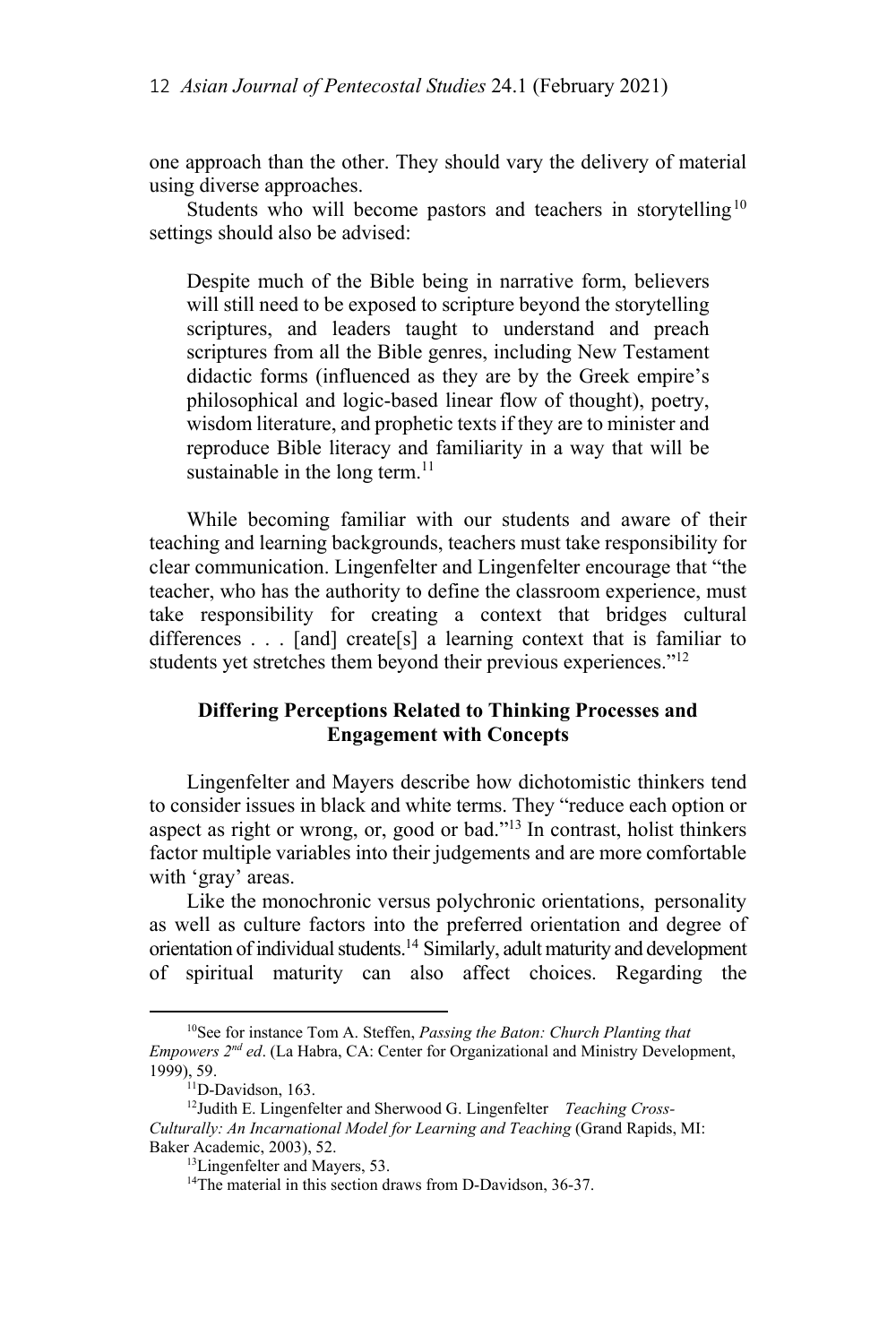one approach than the other. They should vary the delivery of material using diverse approaches.

Students who will become pastors and teachers in storytelling[10] settings should also be advised:

> Despite much of the Bible being in narrative form, believers will still need to be exposed to scripture beyond the storytelling scriptures, and leaders taught to understand and preach scriptures from all the Bible genres, including New Testament didactic forms (influenced as they are by the Greek empire's philosophical and logic-based linear flow of thought), poetry, wisdom literature, and prophetic texts if they are to minister and reproduce Bible literacy and familiarity in a way that will be sustainable in the long term.[11]

While becoming familiar with our students and aware of their teaching and learning backgrounds, teachers must take responsibility for clear communication. Lingenfelter and Lingenfelter encourage that "the teacher, who has the authority to define the classroom experience, must take responsibility for creating a context that bridges cultural differences . . . [and] create[s] a learning context that is familiar to students yet stretches them beyond their previous experiences."[12]

### Differing Perceptions Related to Thinking Processes and Engagement with Concepts

Lingenfelter and Mayers describe how dichotomistic thinkers tend to consider issues in black and white terms. They "reduce each option or aspect as right or wrong, or, good or bad."[13] In contrast, holist thinkers factor multiple variables into their judgements and are more comfortable with 'gray' areas.

Like the monochronic versus polychronic orientations, personality as well as culture factors into the preferred orientation and degree of orientation of individual students.[14] Similarly, adult maturity and development of spiritual maturity can also affect choices. Regarding the

---

[10] See for instance Tom A. Steffen, *Passing the Baton: Church Planting that Empowers 2nd ed*. (La Habra, CA: Center for Organizational and Ministry Development, 1999), 59.

[11] D-Davidson, 163.

[12] Judith E. Lingenfelter and Sherwood G. Lingenfelter *Teaching Cross-Culturally: An Incarnational Model for Learning and Teaching* (Grand Rapids, MI: Baker Academic, 2003), 52.

[13] Lingenfelter and Mayers, 53.

[14] The material in this section draws from D-Davidson, 36-37.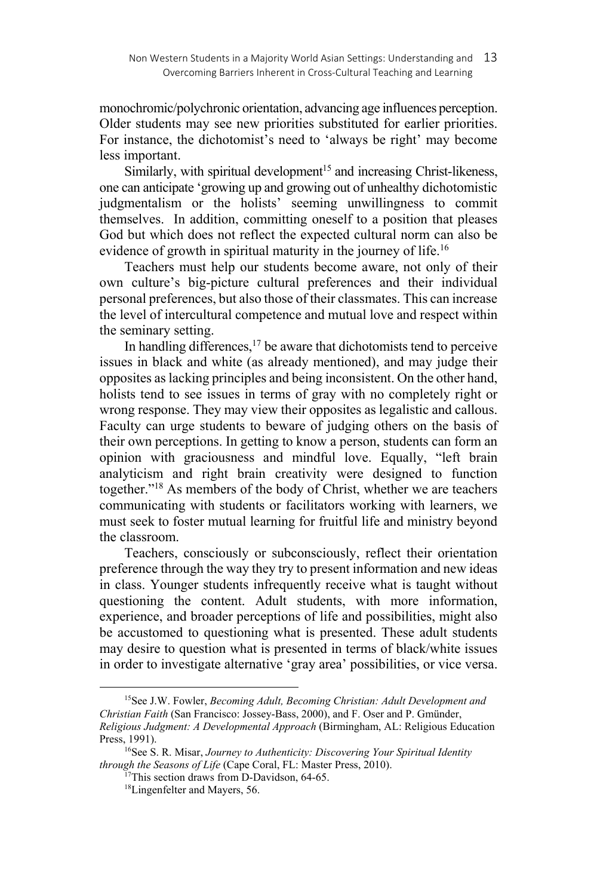monochromic/polychronic orientation, advancing age influences perception. Older students may see new priorities substituted for earlier priorities. For instance, the dichotomist's need to 'always be right' may become less important.

Similarly, with spiritual development[15] and increasing Christ-likeness, one can anticipate 'growing up and growing out of unhealthy dichotomistic judgmentalism or the holists' seeming unwillingness to commit themselves. In addition, committing oneself to a position that pleases God but which does not reflect the expected cultural norm can also be evidence of growth in spiritual maturity in the journey of life.[16]

Teachers must help our students become aware, not only of their own culture's big-picture cultural preferences and their individual personal preferences, but also those of their classmates. This can increase the level of intercultural competence and mutual love and respect within the seminary setting.

In handling differences,[17] be aware that dichotomists tend to perceive issues in black and white (as already mentioned), and may judge their opposites as lacking principles and being inconsistent. On the other hand, holists tend to see issues in terms of gray with no completely right or wrong response. They may view their opposites as legalistic and callous. Faculty can urge students to beware of judging others on the basis of their own perceptions. In getting to know a person, students can form an opinion with graciousness and mindful love. Equally, "left brain analyticism and right brain creativity were designed to function together."[18] As members of the body of Christ, whether we are teachers communicating with students or facilitators working with learners, we must seek to foster mutual learning for fruitful life and ministry beyond the classroom.

Teachers, consciously or subconsciously, reflect their orientation preference through the way they try to present information and new ideas in class. Younger students infrequently receive what is taught without questioning the content. Adult students, with more information, experience, and broader perceptions of life and possibilities, might also be accustomed to questioning what is presented. These adult students may desire to question what is presented in terms of black/white issues in order to investigate alternative 'gray area' possibilities, or vice versa.

---

[15] See J.W. Fowler, *Becoming Adult, Becoming Christian: Adult Development and Christian Faith* (San Francisco: Jossey-Bass, 2000), and F. Oser and P. Gmünder, *Religious Judgment: A Developmental Approach* (Birmingham, AL: Religious Education Press, 1991).

[16] See S. R. Misar, *Journey to Authenticity: Discovering Your Spiritual Identity through the Seasons of Life* (Cape Coral, FL: Master Press, 2010).

[17] This section draws from D-Davidson, 64-65.

[18] Lingenfelter and Mayers, 56.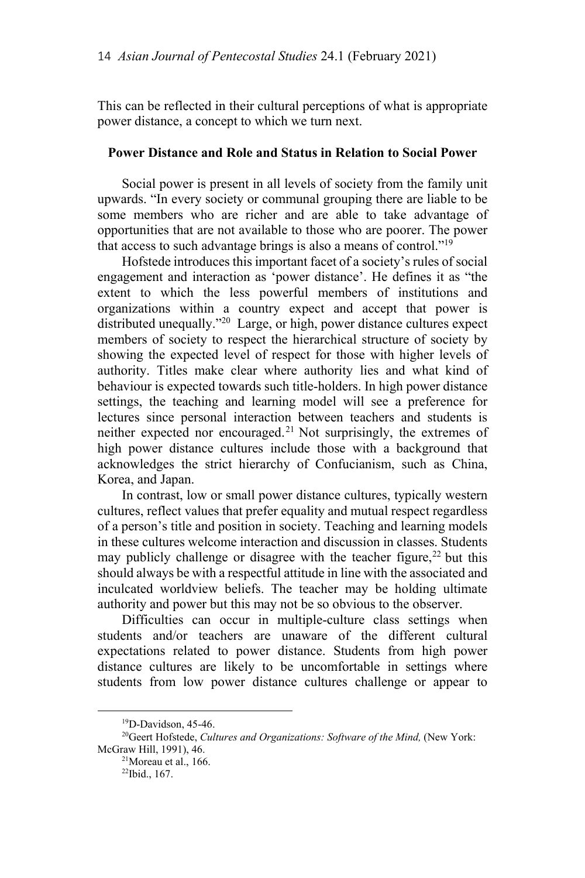This can be reflected in their cultural perceptions of what is appropriate power distance, a concept to which we turn next.

## Power Distance and Role and Status in Relation to Social Power

Social power is present in all levels of society from the family unit upwards. "In every society or communal grouping there are liable to be some members who are richer and are able to take advantage of opportunities that are not available to those who are poorer. The power that access to such advantage brings is also a means of control."[19]

Hofstede introduces this important facet of a society's rules of social engagement and interaction as 'power distance'. He defines it as "the extent to which the less powerful members of institutions and organizations within a country expect and accept that power is distributed unequally."[20] Large, or high, power distance cultures expect members of society to respect the hierarchical structure of society by showing the expected level of respect for those with higher levels of authority. Titles make clear where authority lies and what kind of behaviour is expected towards such title-holders. In high power distance settings, the teaching and learning model will see a preference for lectures since personal interaction between teachers and students is neither expected nor encouraged.[21] Not surprisingly, the extremes of high power distance cultures include those with a background that acknowledges the strict hierarchy of Confucianism, such as China, Korea, and Japan.

In contrast, low or small power distance cultures, typically western cultures, reflect values that prefer equality and mutual respect regardless of a person's title and position in society. Teaching and learning models in these cultures welcome interaction and discussion in classes. Students may publicly challenge or disagree with the teacher figure,[22] but this should always be with a respectful attitude in line with the associated and inculcated worldview beliefs. The teacher may be holding ultimate authority and power but this may not be so obvious to the observer.

Difficulties can occur in multiple-culture class settings when students and/or teachers are unaware of the different cultural expectations related to power distance. Students from high power distance cultures are likely to be uncomfortable in settings where students from low power distance cultures challenge or appear to

---

[19] D-Davidson, 45-46.

[20] Geert Hofstede, *Cultures and Organizations: Software of the Mind,* (New York: McGraw Hill, 1991), 46.

[21] Moreau et al., 166.

[22] Ibid., 167.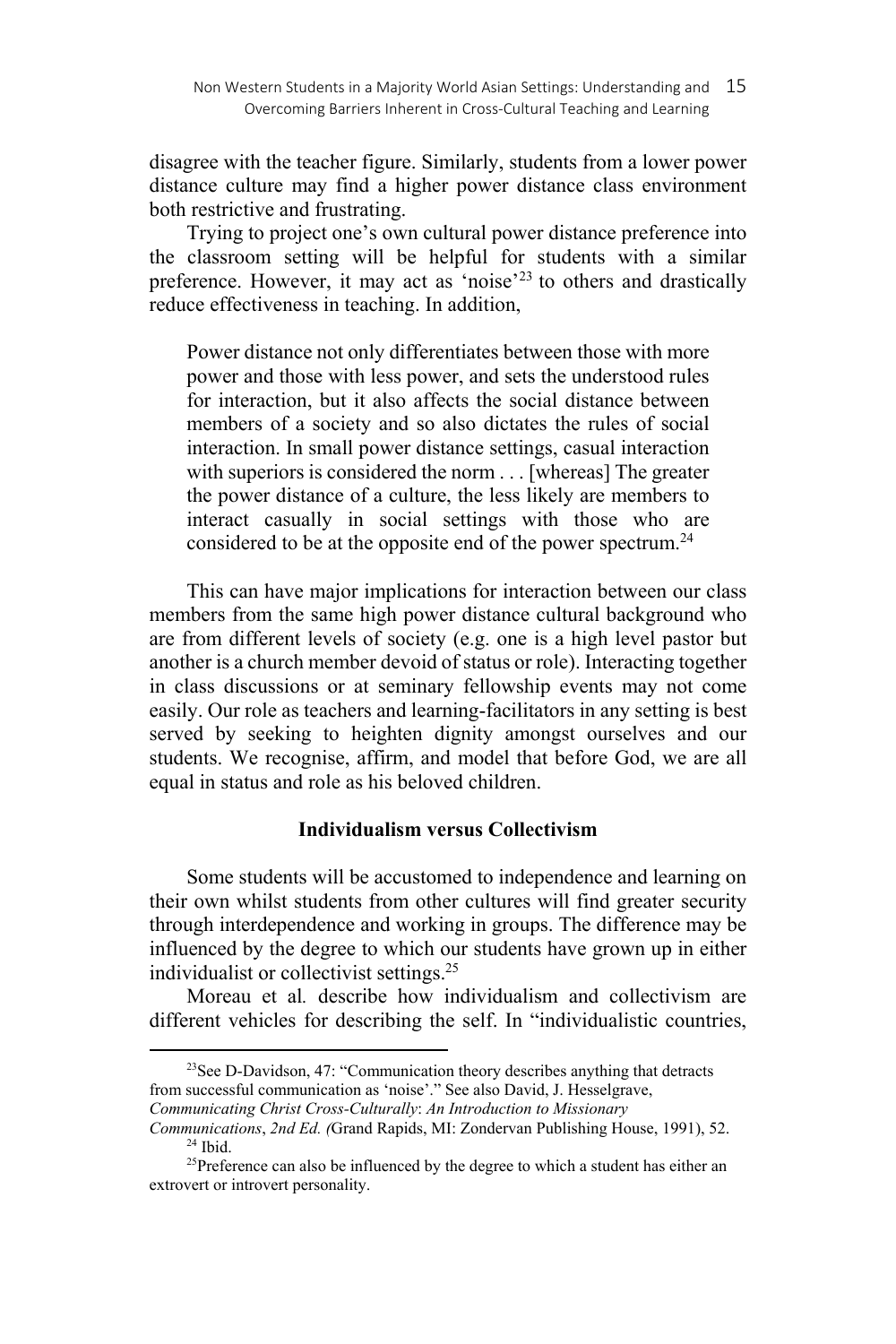disagree with the teacher figure. Similarly, students from a lower power distance culture may find a higher power distance class environment both restrictive and frustrating.

Trying to project one's own cultural power distance preference into the classroom setting will be helpful for students with a similar preference. However, it may act as 'noise'[23] to others and drastically reduce effectiveness in teaching. In addition,

> Power distance not only differentiates between those with more power and those with less power, and sets the understood rules for interaction, but it also affects the social distance between members of a society and so also dictates the rules of social interaction. In small power distance settings, casual interaction with superiors is considered the norm . . . [whereas] The greater the power distance of a culture, the less likely are members to interact casually in social settings with those who are considered to be at the opposite end of the power spectrum.[24]

This can have major implications for interaction between our class members from the same high power distance cultural background who are from different levels of society (e.g. one is a high level pastor but another is a church member devoid of status or role). Interacting together in class discussions or at seminary fellowship events may not come easily. Our role as teachers and learning-facilitators in any setting is best served by seeking to heighten dignity amongst ourselves and our students. We recognise, affirm, and model that before God, we are all equal in status and role as his beloved children.

### Individualism versus Collectivism

Some students will be accustomed to independence and learning on their own whilst students from other cultures will find greater security through interdependence and working in groups. The difference may be influenced by the degree to which our students have grown up in either individualist or collectivist settings.[25]

Moreau et al*.* describe how individualism and collectivism are different vehicles for describing the self. In "individualistic countries,

---

[23] See D-Davidson, 47: "Communication theory describes anything that detracts from successful communication as 'noise'." See also David, J. Hesselgrave, *Communicating Christ Cross-Culturally*: *An Introduction to Missionary Communications*, *2nd Ed. (*Grand Rapids, MI: Zondervan Publishing House, 1991), 52.

[24] Ibid.

[25] Preference can also be influenced by the degree to which a student has either an extrovert or introvert personality.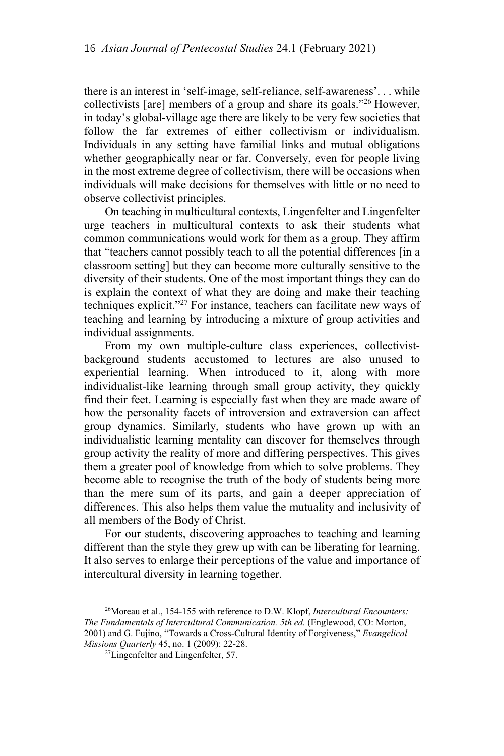there is an interest in 'self-image, self-reliance, self-awareness'. . . while collectivists [are] members of a group and share its goals."[26] However, in today's global-village age there are likely to be very few societies that follow the far extremes of either collectivism or individualism. Individuals in any setting have familial links and mutual obligations whether geographically near or far. Conversely, even for people living in the most extreme degree of collectivism, there will be occasions when individuals will make decisions for themselves with little or no need to observe collectivist principles.

On teaching in multicultural contexts, Lingenfelter and Lingenfelter urge teachers in multicultural contexts to ask their students what common communications would work for them as a group. They affirm that "teachers cannot possibly teach to all the potential differences [in a classroom setting] but they can become more culturally sensitive to the diversity of their students. One of the most important things they can do is explain the context of what they are doing and make their teaching techniques explicit."[27] For instance, teachers can facilitate new ways of teaching and learning by introducing a mixture of group activities and individual assignments.

From my own multiple-culture class experiences, collectivist-background students accustomed to lectures are also unused to experiential learning. When introduced to it, along with more individualist-like learning through small group activity, they quickly find their feet. Learning is especially fast when they are made aware of how the personality facets of introversion and extraversion can affect group dynamics. Similarly, students who have grown up with an individualistic learning mentality can discover for themselves through group activity the reality of more and differing perspectives. This gives them a greater pool of knowledge from which to solve problems. They become able to recognise the truth of the body of students being more than the mere sum of its parts, and gain a deeper appreciation of differences. This also helps them value the mutuality and inclusivity of all members of the Body of Christ.

For our students, discovering approaches to teaching and learning different than the style they grew up with can be liberating for learning. It also serves to enlarge their perceptions of the value and importance of intercultural diversity in learning together.

---

[26] Moreau et al., 154-155 with reference to D.W. Klopf, *Intercultural Encounters: The Fundamentals of Intercultural Communication. 5th ed.* (Englewood, CO: Morton, 2001) and G. Fujino, "Towards a Cross-Cultural Identity of Forgiveness," *Evangelical Missions Quarterly* 45, no. 1 (2009): 22-28.

[27] Lingenfelter and Lingenfelter, 57.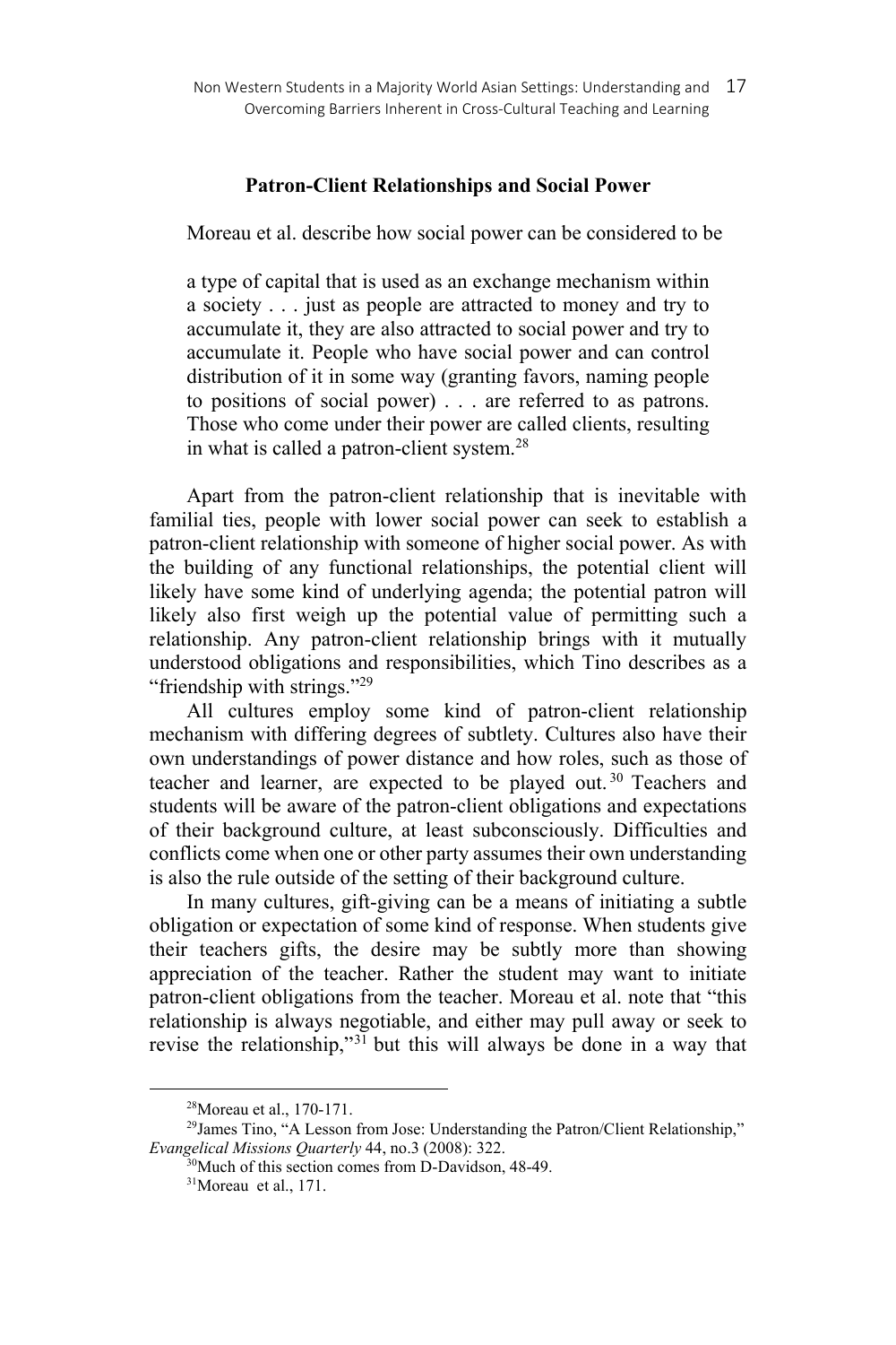### Patron-Client Relationships and Social Power

Moreau et al. describe how social power can be considered to be

> a type of capital that is used as an exchange mechanism within a society . . . just as people are attracted to money and try to accumulate it, they are also attracted to social power and try to accumulate it. People who have social power and can control distribution of it in some way (granting favors, naming people to positions of social power) . . . are referred to as patrons. Those who come under their power are called clients, resulting in what is called a patron-client system.[28]

Apart from the patron-client relationship that is inevitable with familial ties, people with lower social power can seek to establish a patron-client relationship with someone of higher social power. As with the building of any functional relationships, the potential client will likely have some kind of underlying agenda; the potential patron will likely also first weigh up the potential value of permitting such a relationship. Any patron-client relationship brings with it mutually understood obligations and responsibilities, which Tino describes as a "friendship with strings."[29]

All cultures employ some kind of patron-client relationship mechanism with differing degrees of subtlety. Cultures also have their own understandings of power distance and how roles, such as those of teacher and learner, are expected to be played out.[30] Teachers and students will be aware of the patron-client obligations and expectations of their background culture, at least subconsciously. Difficulties and conflicts come when one or other party assumes their own understanding is also the rule outside of the setting of their background culture.

In many cultures, gift-giving can be a means of initiating a subtle obligation or expectation of some kind of response. When students give their teachers gifts, the desire may be subtly more than showing appreciation of the teacher. Rather the student may want to initiate patron-client obligations from the teacher. Moreau et al. note that "this relationship is always negotiable, and either may pull away or seek to revise the relationship,"[31] but this will always be done in a way that

---

[28] Moreau et al., 170-171.

[29] James Tino, "A Lesson from Jose: Understanding the Patron/Client Relationship," *Evangelical Missions Quarterly* 44, no.3 (2008): 322.

[30] Much of this section comes from D-Davidson, 48-49.

[31] Moreau et al., 171.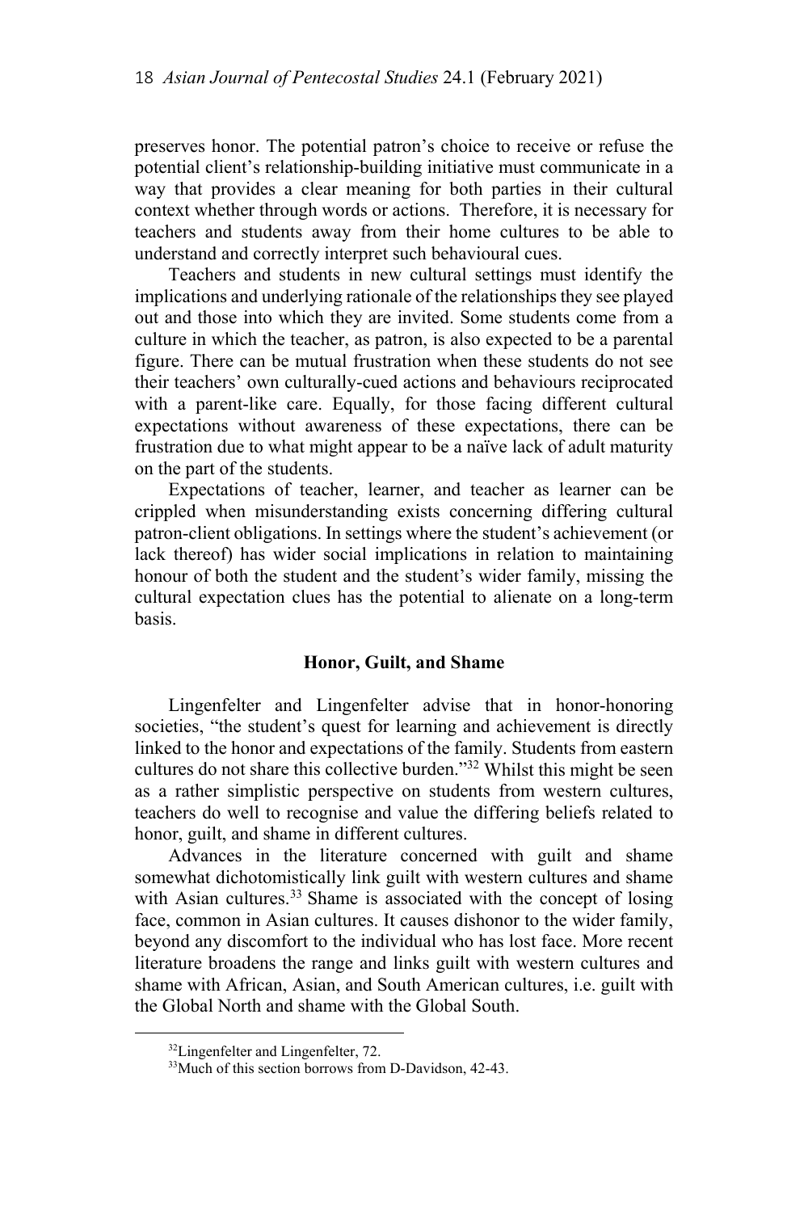preserves honor. The potential patron's choice to receive or refuse the potential client's relationship-building initiative must communicate in a way that provides a clear meaning for both parties in their cultural context whether through words or actions. Therefore, it is necessary for teachers and students away from their home cultures to be able to understand and correctly interpret such behavioural cues.

Teachers and students in new cultural settings must identify the implications and underlying rationale of the relationships they see played out and those into which they are invited. Some students come from a culture in which the teacher, as patron, is also expected to be a parental figure. There can be mutual frustration when these students do not see their teachers' own culturally-cued actions and behaviours reciprocated with a parent-like care. Equally, for those facing different cultural expectations without awareness of these expectations, there can be frustration due to what might appear to be a naïve lack of adult maturity on the part of the students.

Expectations of teacher, learner, and teacher as learner can be crippled when misunderstanding exists concerning differing cultural patron-client obligations. In settings where the student's achievement (or lack thereof) has wider social implications in relation to maintaining honour of both the student and the student's wider family, missing the cultural expectation clues has the potential to alienate on a long-term basis.

### Honor, Guilt, and Shame

Lingenfelter and Lingenfelter advise that in honor-honoring societies, "the student's quest for learning and achievement is directly linked to the honor and expectations of the family. Students from eastern cultures do not share this collective burden."[32] Whilst this might be seen as a rather simplistic perspective on students from western cultures, teachers do well to recognise and value the differing beliefs related to honor, guilt, and shame in different cultures.

Advances in the literature concerned with guilt and shame somewhat dichotomistically link guilt with western cultures and shame with Asian cultures.[33] Shame is associated with the concept of losing face, common in Asian cultures. It causes dishonor to the wider family, beyond any discomfort to the individual who has lost face. More recent literature broadens the range and links guilt with western cultures and shame with African, Asian, and South American cultures, i.e. guilt with the Global North and shame with the Global South.

---

[32]Lingenfelter and Lingenfelter, 72.

[33]Much of this section borrows from D-Davidson, 42-43.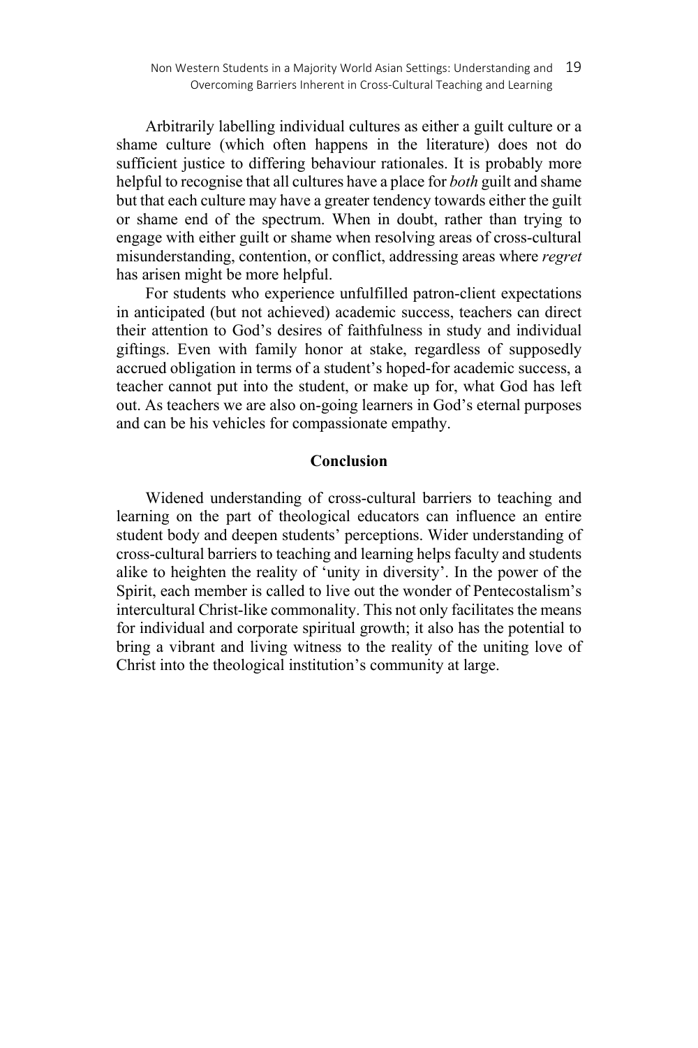Arbitrarily labelling individual cultures as either a guilt culture or a shame culture (which often happens in the literature) does not do sufficient justice to differing behaviour rationales. It is probably more helpful to recognise that all cultures have a place for *both* guilt and shame but that each culture may have a greater tendency towards either the guilt or shame end of the spectrum. When in doubt, rather than trying to engage with either guilt or shame when resolving areas of cross-cultural misunderstanding, contention, or conflict, addressing areas where *regret* has arisen might be more helpful.

For students who experience unfulfilled patron-client expectations in anticipated (but not achieved) academic success, teachers can direct their attention to God's desires of faithfulness in study and individual giftings. Even with family honor at stake, regardless of supposedly accrued obligation in terms of a student's hoped-for academic success, a teacher cannot put into the student, or make up for, what God has left out. As teachers we are also on-going learners in God's eternal purposes and can be his vehicles for compassionate empathy.

## Conclusion

Widened understanding of cross-cultural barriers to teaching and learning on the part of theological educators can influence an entire student body and deepen students' perceptions. Wider understanding of cross-cultural barriers to teaching and learning helps faculty and students alike to heighten the reality of 'unity in diversity'. In the power of the Spirit, each member is called to live out the wonder of Pentecostalism's intercultural Christ-like commonality. This not only facilitates the means for individual and corporate spiritual growth; it also has the potential to bring a vibrant and living witness to the reality of the uniting love of Christ into the theological institution's community at large.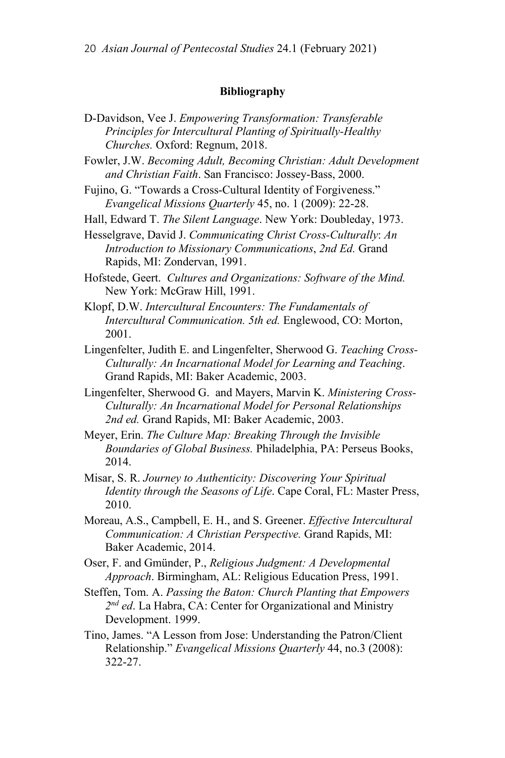## Bibliography

D-Davidson, Vee J. *Empowering Transformation: Transferable Principles for Intercultural Planting of Spiritually-Healthy Churches.* Oxford: Regnum, 2018.

Fowler, J.W. *Becoming Adult, Becoming Christian: Adult Development and Christian Faith*. San Francisco: Jossey-Bass, 2000.

Fujino, G. "Towards a Cross-Cultural Identity of Forgiveness." *Evangelical Missions Quarterly* 45, no. 1 (2009): 22-28.

Hall, Edward T. *The Silent Language*. New York: Doubleday, 1973.

Hesselgrave, David J. *Communicating Christ Cross-Culturally*: *An Introduction to Missionary Communications*, *2nd Ed.* Grand Rapids, MI: Zondervan, 1991.

Hofstede, Geert. *Cultures and Organizations: Software of the Mind.* New York: McGraw Hill, 1991.

Klopf, D.W. *Intercultural Encounters: The Fundamentals of Intercultural Communication. 5th ed.* Englewood, CO: Morton, 2001.

Lingenfelter, Judith E. and Lingenfelter, Sherwood G. *Teaching Cross-Culturally: An Incarnational Model for Learning and Teaching*. Grand Rapids, MI: Baker Academic, 2003.

Lingenfelter, Sherwood G. and Mayers, Marvin K. *Ministering Cross-Culturally: An Incarnational Model for Personal Relationships 2nd ed.* Grand Rapids, MI: Baker Academic, 2003.

Meyer, Erin. *The Culture Map: Breaking Through the Invisible Boundaries of Global Business.* Philadelphia, PA: Perseus Books, 2014.

Misar, S. R. *Journey to Authenticity: Discovering Your Spiritual Identity through the Seasons of Life*. Cape Coral, FL: Master Press, 2010.

Moreau, A.S., Campbell, E. H., and S. Greener. *Effective Intercultural Communication: A Christian Perspective.* Grand Rapids, MI: Baker Academic, 2014.

Oser, F. and Gmünder, P., *Religious Judgment: A Developmental Approach*. Birmingham, AL: Religious Education Press, 1991.

Steffen, Tom. A. *Passing the Baton: Church Planting that Empowers 2nd ed*. La Habra, CA: Center for Organizational and Ministry Development. 1999.

Tino, James. "A Lesson from Jose: Understanding the Patron/Client Relationship." *Evangelical Missions Quarterly* 44, no.3 (2008): 322-27.